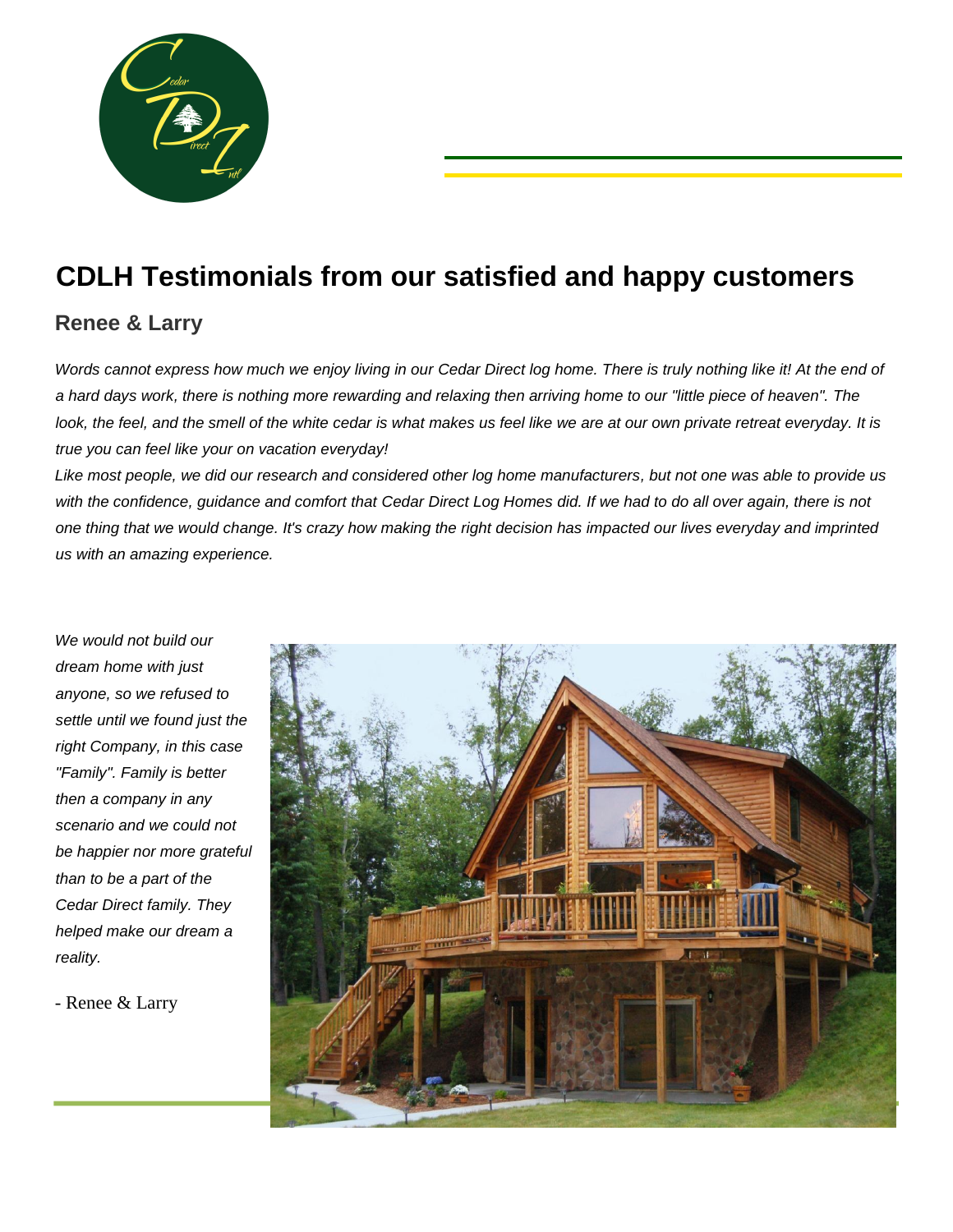# CDLH Testimonials from our satisfied and happy customers

## Renee & Larry

*Words cannot express how much we enjoy living in our Cedar Direct log home. There is truly nothing like it! At the end of a hard days work, there is nothing more rewarding and relaxing then arriving home to our "little piece of heaven". The look, the feel, and the smell of the white cedar is what makes us feel like we are at our own private retreat everyday. It is true you can feel like your on vacation everyday!*

*Like most people, we did our research and considered other log home manufacturers, but not one was able to provide us with the confidence, guidance and comfort that Cedar Direct Log Homes did. If we had to do all over again, there is not one thing that we would change. It's crazy how making the right decision has impacted our lives everyday and imprinted us with an amazing experience.*

*We would not build our dream home with just anyone, so we refused to settle until we found just the right Company, in this case "Family". Family is better then a company in any scenario and we could not be happier nor more grateful than to be a part of the Cedar Direct family. They helped make our dream a reality.*

- Renee & Larry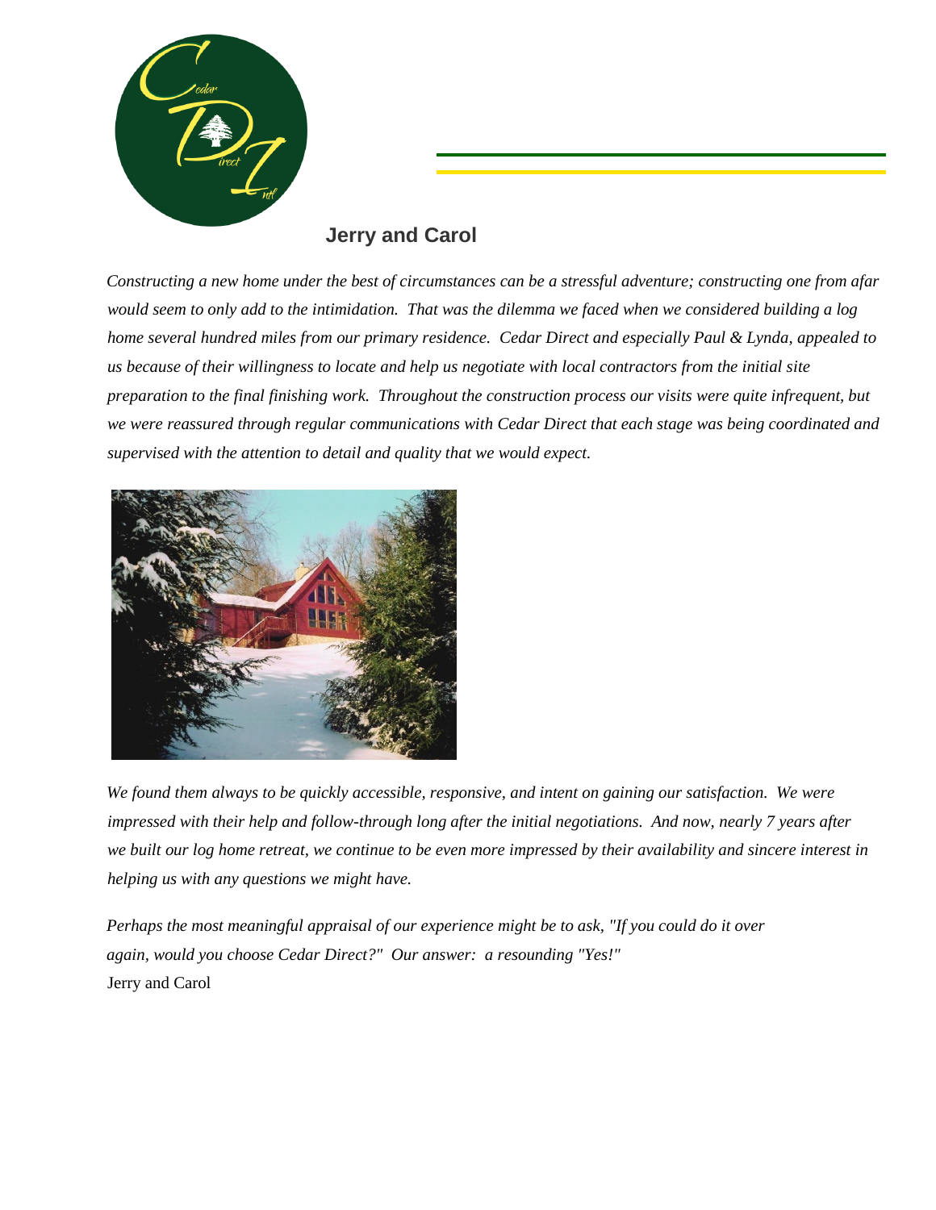## Jerry and Carol

*Constructing a new home under the best of circumstances can be a stressful adventure; constructing one from afar would seem to only add to the intimidation. That was the dilemma we faced when we considered building a log home several hundred miles from our primary residence. Cedar Direct and especially Paul & Lynda, appealed to us because of their willingness to locate and help us negotiate with local contractors from the initial site preparation to the final finishing work. Throughout the construction process our visits were quite infrequent, but we were reassured through regular communications with Cedar Direct that each stage was being coordinated and supervised with the attention to detail and quality that we would expect.*

*We found them always to be quickly accessible, responsive, and intent on gaining our satisfaction. We were impressed with their help and follow-through long after the initial negotiations. And now, nearly 7 years after we built our log home retreat, we continue to be even more impressed by their availability and sincere interest in helping us with any questions we might have.*

*Perhaps the most meaningful appraisal of our experience might be to ask, "If you could do it over again, would you choose Cedar Direct?" Our answer: a resounding "Yes!"*
Jerry and Carol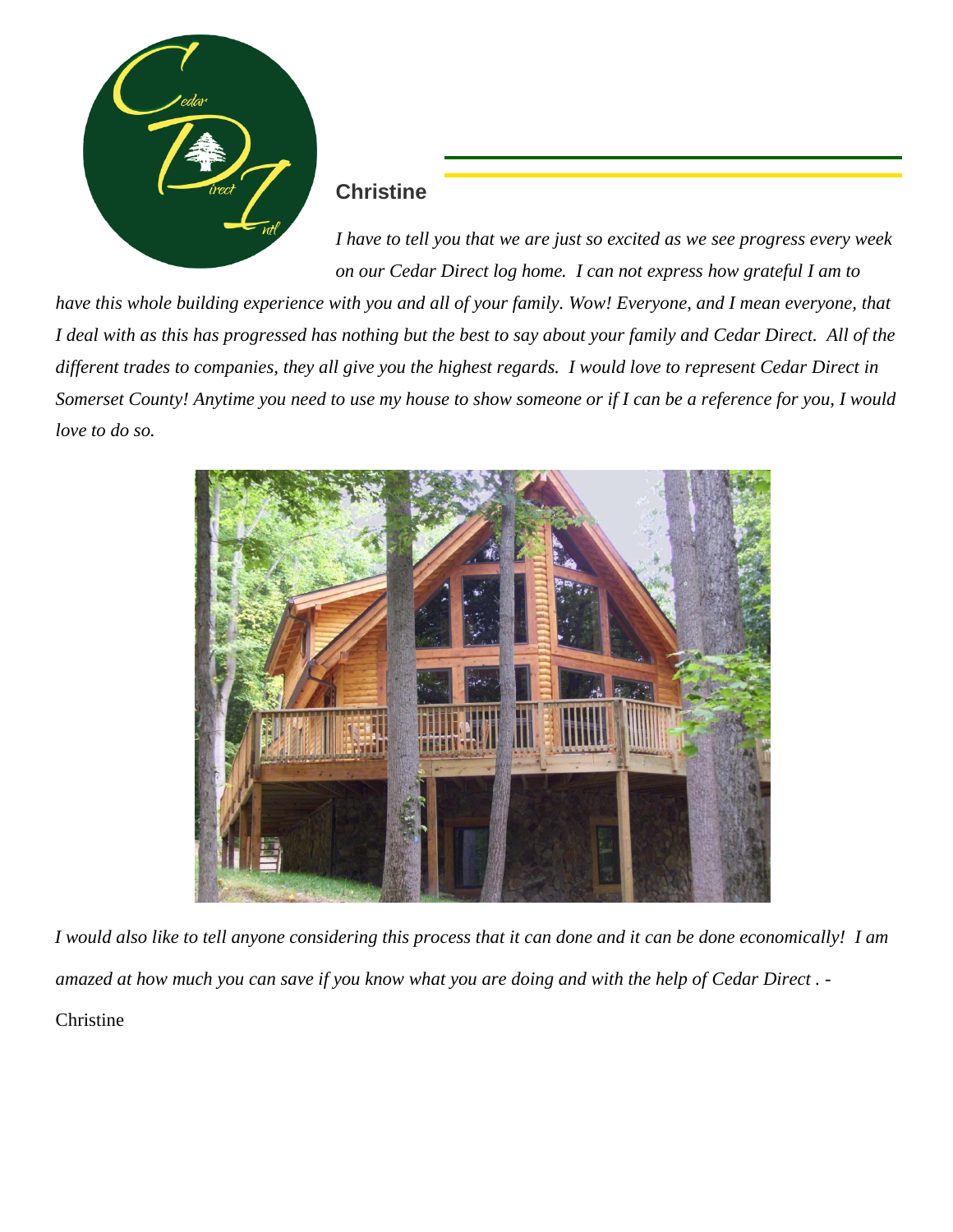## Christine

*I have to tell you that we are just so excited as we see progress every week on our Cedar Direct log home. I can not express how grateful I am to have this whole building experience with you and all of your family. Wow! Everyone, and I mean everyone, that I deal with as this has progressed has nothing but the best to say about your family and Cedar Direct. All of the different trades to companies, they all give you the highest regards. I would love to represent Cedar Direct in Somerset County! Anytime you need to use my house to show someone or if I can be a reference for you, I would love to do so.*

*I would also like to tell anyone considering this process that it can done and it can be done economically! I am amazed at how much you can save if you know what you are doing and with the help of Cedar Direct . -*

Christine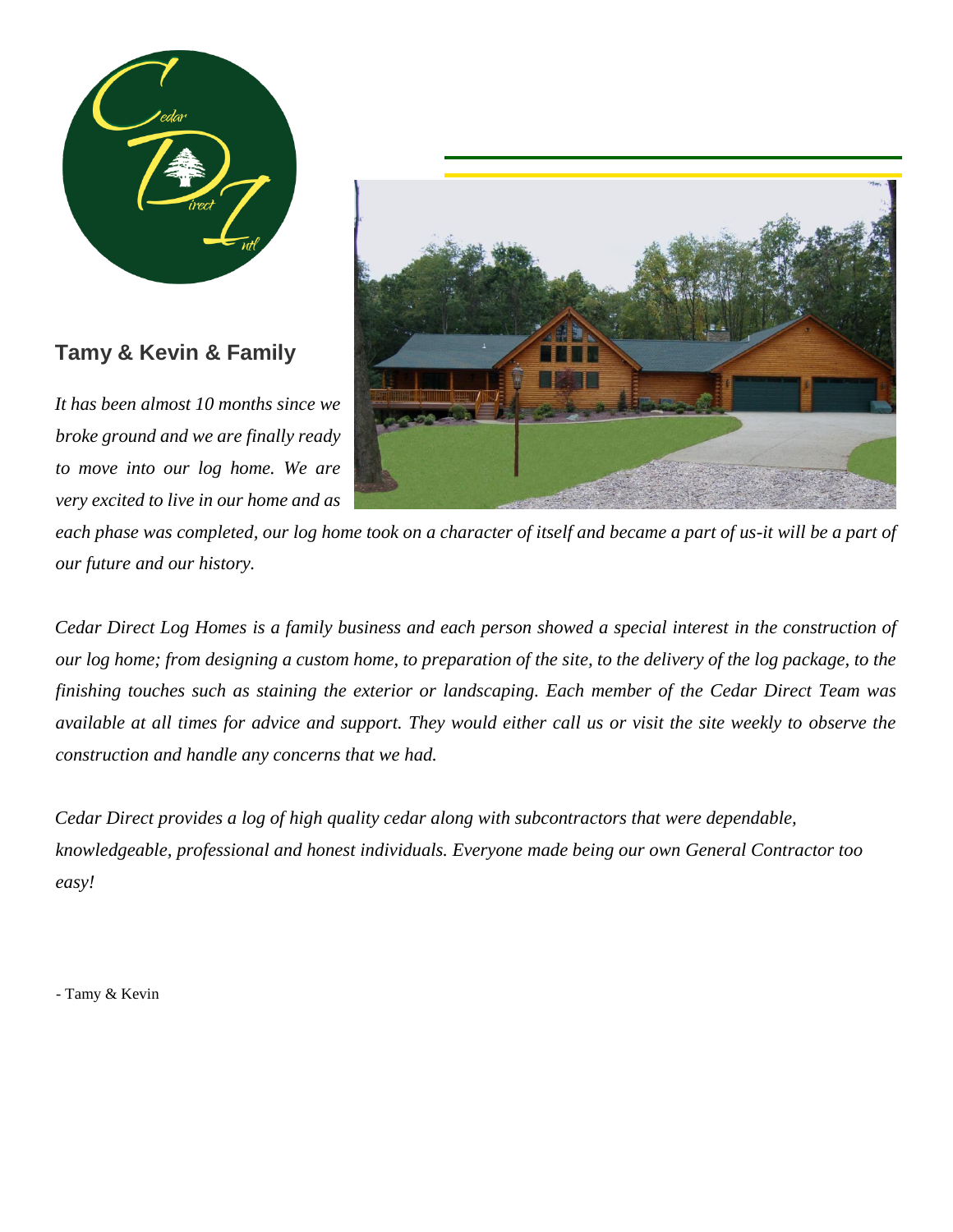## Tamy & Kevin & Family

*It has been almost 10 months since we broke ground and we are finally ready to move into our log home. We are very excited to live in our home and as each phase was completed, our log home took on a character of itself and became a part of us-it will be a part of our future and our history.*

*Cedar Direct Log Homes is a family business and each person showed a special interest in the construction of our log home; from designing a custom home, to preparation of the site, to the delivery of the log package, to the finishing touches such as staining the exterior or landscaping. Each member of the Cedar Direct Team was available at all times for advice and support. They would either call us or visit the site weekly to observe the construction and handle any concerns that we had.*

*Cedar Direct provides a log of high quality cedar along with subcontractors that were dependable, knowledgeable, professional and honest individuals. Everyone made being our own General Contractor too easy!*

- Tamy & Kevin